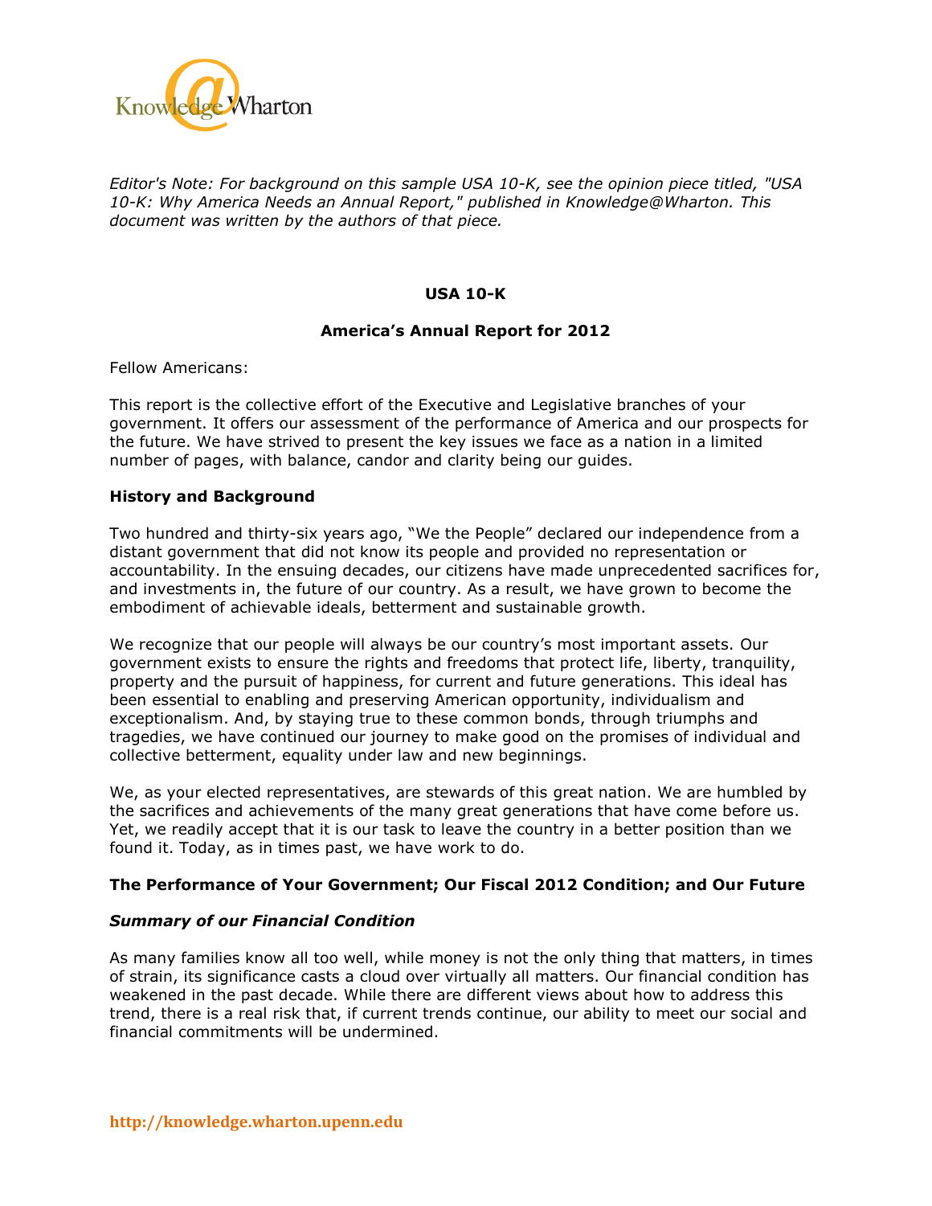*Editor's Note: For background on this sample USA 10-K, see the opinion piece titled, "USA 10-K: Why America Needs an Annual Report," published in Knowledge@Wharton. This document was written by the authors of that piece.*

# USA 10-K

## America's Annual Report for 2012

Fellow Americans:

This report is the collective effort of the Executive and Legislative branches of your government. It offers our assessment of the performance of America and our prospects for the future. We have strived to present the key issues we face as a nation in a limited number of pages, with balance, candor and clarity being our guides.

### History and Background

Two hundred and thirty-six years ago, "We the People" declared our independence from a distant government that did not know its people and provided no representation or accountability. In the ensuing decades, our citizens have made unprecedented sacrifices for, and investments in, the future of our country. As a result, we have grown to become the embodiment of achievable ideals, betterment and sustainable growth.

We recognize that our people will always be our country's most important assets. Our government exists to ensure the rights and freedoms that protect life, liberty, tranquility, property and the pursuit of happiness, for current and future generations. This ideal has been essential to enabling and preserving American opportunity, individualism and exceptionalism. And, by staying true to these common bonds, through triumphs and tragedies, we have continued our journey to make good on the promises of individual and collective betterment, equality under law and new beginnings.

We, as your elected representatives, are stewards of this great nation. We are humbled by the sacrifices and achievements of the many great generations that have come before us. Yet, we readily accept that it is our task to leave the country in a better position than we found it. Today, as in times past, we have work to do.

### The Performance of Your Government; Our Fiscal 2012 Condition; and Our Future

#### *Summary of our Financial Condition*

As many families know all too well, while money is not the only thing that matters, in times of strain, its significance casts a cloud over virtually all matters. Our financial condition has weakened in the past decade. While there are different views about how to address this trend, there is a real risk that, if current trends continue, our ability to meet our social and financial commitments will be undermined.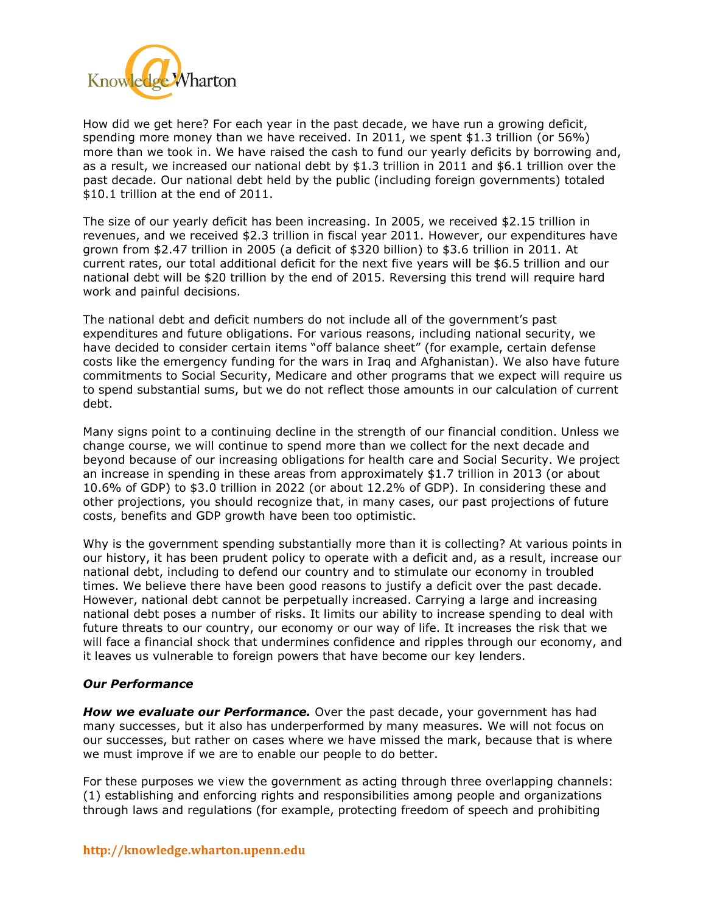How did we get here? For each year in the past decade, we have run a growing deficit, spending more money than we have received. In 2011, we spent $1.3 trillion (or 56%) more than we took in. We have raised the cash to fund our yearly deficits by borrowing and, as a result, we increased our national debt by $1.3 trillion in 2011 and $6.1 trillion over the past decade. Our national debt held by the public (including foreign governments) totaled $10.1 trillion at the end of 2011.

The size of our yearly deficit has been increasing. In 2005, we received $2.15 trillion in revenues, and we received $2.3 trillion in fiscal year 2011. However, our expenditures have grown from $2.47 trillion in 2005 (a deficit of $320 billion) to $3.6 trillion in 2011. At current rates, our total additional deficit for the next five years will be $6.5 trillion and our national debt will be $20 trillion by the end of 2015. Reversing this trend will require hard work and painful decisions.

The national debt and deficit numbers do not include all of the government's past expenditures and future obligations. For various reasons, including national security, we have decided to consider certain items "off balance sheet" (for example, certain defense costs like the emergency funding for the wars in Iraq and Afghanistan). We also have future commitments to Social Security, Medicare and other programs that we expect will require us to spend substantial sums, but we do not reflect those amounts in our calculation of current debt.

Many signs point to a continuing decline in the strength of our financial condition. Unless we change course, we will continue to spend more than we collect for the next decade and beyond because of our increasing obligations for health care and Social Security. We project an increase in spending in these areas from approximately $1.7 trillion in 2013 (or about 10.6% of GDP) to $3.0 trillion in 2022 (or about 12.2% of GDP). In considering these and other projections, you should recognize that, in many cases, our past projections of future costs, benefits and GDP growth have been too optimistic.

Why is the government spending substantially more than it is collecting? At various points in our history, it has been prudent policy to operate with a deficit and, as a result, increase our national debt, including to defend our country and to stimulate our economy in troubled times. We believe there have been good reasons to justify a deficit over the past decade. However, national debt cannot be perpetually increased. Carrying a large and increasing national debt poses a number of risks. It limits our ability to increase spending to deal with future threats to our country, our economy or our way of life. It increases the risk that we will face a financial shock that undermines confidence and ripples through our economy, and it leaves us vulnerable to foreign powers that have become our key lenders.

### *Our Performance*

***How we evaluate our Performance.*** Over the past decade, your government has had many successes, but it also has underperformed by many measures. We will not focus on our successes, but rather on cases where we have missed the mark, because that is where we must improve if we are to enable our people to do better.

For these purposes we view the government as acting through three overlapping channels: (1) establishing and enforcing rights and responsibilities among people and organizations through laws and regulations (for example, protecting freedom of speech and prohibiting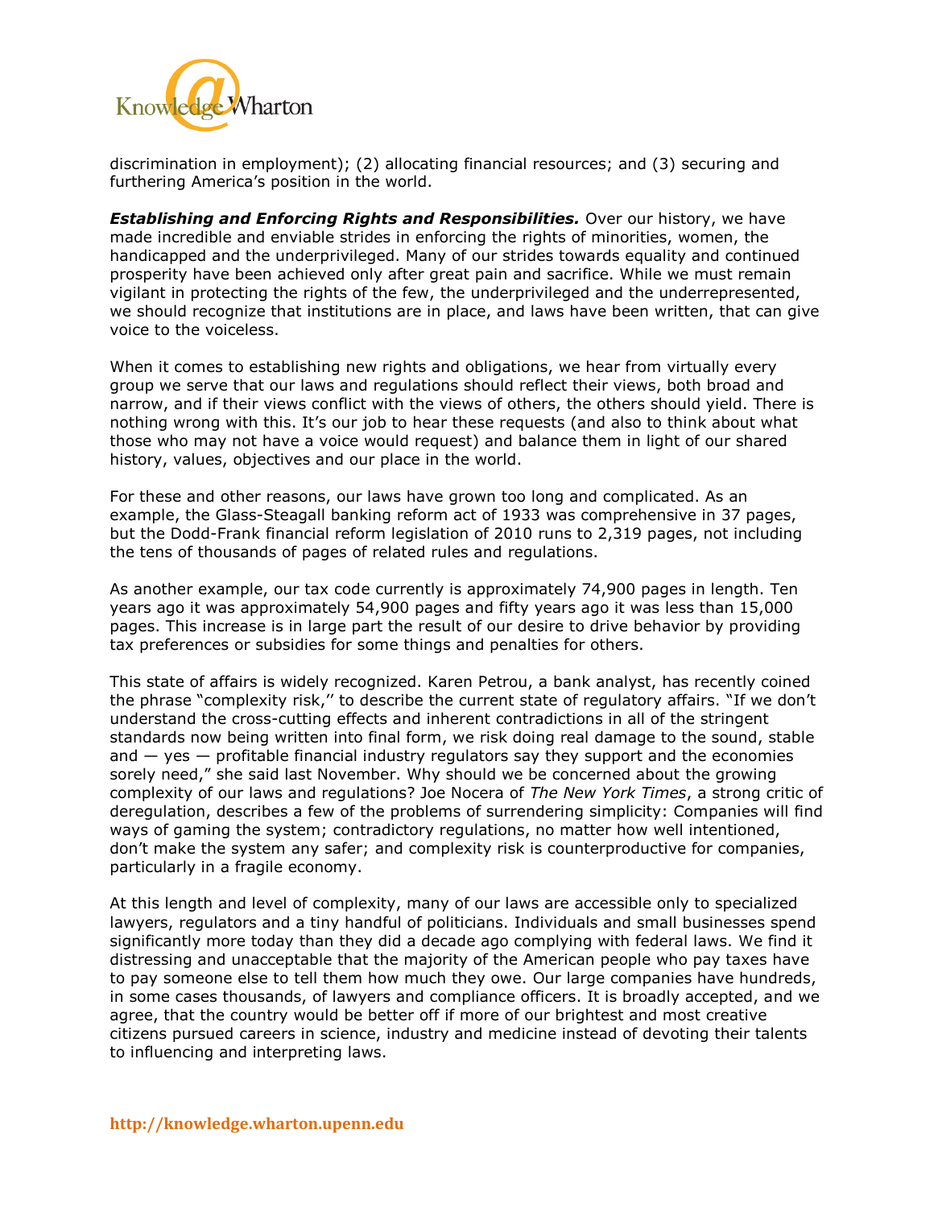discrimination in employment); (2) allocating financial resources; and (3) securing and furthering America's position in the world.

***Establishing and Enforcing Rights and Responsibilities.*** Over our history, we have made incredible and enviable strides in enforcing the rights of minorities, women, the handicapped and the underprivileged. Many of our strides towards equality and continued prosperity have been achieved only after great pain and sacrifice. While we must remain vigilant in protecting the rights of the few, the underprivileged and the underrepresented, we should recognize that institutions are in place, and laws have been written, that can give voice to the voiceless.

When it comes to establishing new rights and obligations, we hear from virtually every group we serve that our laws and regulations should reflect their views, both broad and narrow, and if their views conflict with the views of others, the others should yield. There is nothing wrong with this. It's our job to hear these requests (and also to think about what those who may not have a voice would request) and balance them in light of our shared history, values, objectives and our place in the world.

For these and other reasons, our laws have grown too long and complicated. As an example, the Glass-Steagall banking reform act of 1933 was comprehensive in 37 pages, but the Dodd-Frank financial reform legislation of 2010 runs to 2,319 pages, not including the tens of thousands of pages of related rules and regulations.

As another example, our tax code currently is approximately 74,900 pages in length. Ten years ago it was approximately 54,900 pages and fifty years ago it was less than 15,000 pages. This increase is in large part the result of our desire to drive behavior by providing tax preferences or subsidies for some things and penalties for others.

This state of affairs is widely recognized. Karen Petrou, a bank analyst, has recently coined the phrase "complexity risk,'' to describe the current state of regulatory affairs. "If we don't understand the cross-cutting effects and inherent contradictions in all of the stringent standards now being written into final form, we risk doing real damage to the sound, stable and — yes — profitable financial industry regulators say they support and the economies sorely need," she said last November. Why should we be concerned about the growing complexity of our laws and regulations? Joe Nocera of *The New York Times*, a strong critic of deregulation, describes a few of the problems of surrendering simplicity: Companies will find ways of gaming the system; contradictory regulations, no matter how well intentioned, don't make the system any safer; and complexity risk is counterproductive for companies, particularly in a fragile economy.

At this length and level of complexity, many of our laws are accessible only to specialized lawyers, regulators and a tiny handful of politicians. Individuals and small businesses spend significantly more today than they did a decade ago complying with federal laws. We find it distressing and unacceptable that the majority of the American people who pay taxes have to pay someone else to tell them how much they owe. Our large companies have hundreds, in some cases thousands, of lawyers and compliance officers. It is broadly accepted, and we agree, that the country would be better off if more of our brightest and most creative citizens pursued careers in science, industry and medicine instead of devoting their talents to influencing and interpreting laws.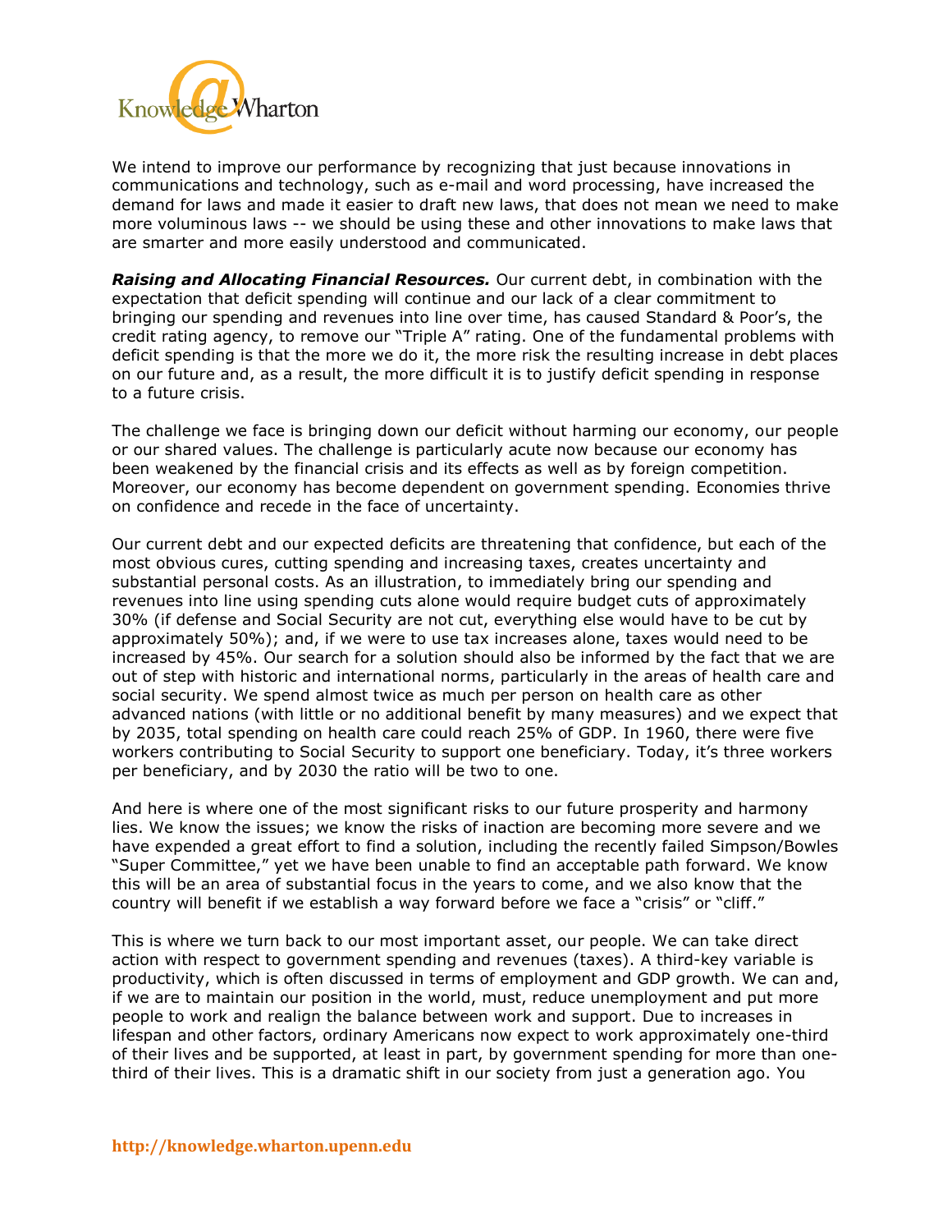We intend to improve our performance by recognizing that just because innovations in communications and technology, such as e-mail and word processing, have increased the demand for laws and made it easier to draft new laws, that does not mean we need to make more voluminous laws -- we should be using these and other innovations to make laws that are smarter and more easily understood and communicated.

***Raising and Allocating Financial Resources.*** Our current debt, in combination with the expectation that deficit spending will continue and our lack of a clear commitment to bringing our spending and revenues into line over time, has caused Standard & Poor's, the credit rating agency, to remove our "Triple A" rating. One of the fundamental problems with deficit spending is that the more we do it, the more risk the resulting increase in debt places on our future and, as a result, the more difficult it is to justify deficit spending in response to a future crisis.

The challenge we face is bringing down our deficit without harming our economy, our people or our shared values. The challenge is particularly acute now because our economy has been weakened by the financial crisis and its effects as well as by foreign competition. Moreover, our economy has become dependent on government spending. Economies thrive on confidence and recede in the face of uncertainty.

Our current debt and our expected deficits are threatening that confidence, but each of the most obvious cures, cutting spending and increasing taxes, creates uncertainty and substantial personal costs. As an illustration, to immediately bring our spending and revenues into line using spending cuts alone would require budget cuts of approximately 30% (if defense and Social Security are not cut, everything else would have to be cut by approximately 50%); and, if we were to use tax increases alone, taxes would need to be increased by 45%. Our search for a solution should also be informed by the fact that we are out of step with historic and international norms, particularly in the areas of health care and social security. We spend almost twice as much per person on health care as other advanced nations (with little or no additional benefit by many measures) and we expect that by 2035, total spending on health care could reach 25% of GDP. In 1960, there were five workers contributing to Social Security to support one beneficiary. Today, it's three workers per beneficiary, and by 2030 the ratio will be two to one.

And here is where one of the most significant risks to our future prosperity and harmony lies. We know the issues; we know the risks of inaction are becoming more severe and we have expended a great effort to find a solution, including the recently failed Simpson/Bowles "Super Committee," yet we have been unable to find an acceptable path forward. We know this will be an area of substantial focus in the years to come, and we also know that the country will benefit if we establish a way forward before we face a "crisis" or "cliff."

This is where we turn back to our most important asset, our people. We can take direct action with respect to government spending and revenues (taxes). A third-key variable is productivity, which is often discussed in terms of employment and GDP growth. We can and, if we are to maintain our position in the world, must, reduce unemployment and put more people to work and realign the balance between work and support. Due to increases in lifespan and other factors, ordinary Americans now expect to work approximately one-third of their lives and be supported, at least in part, by government spending for more than one-third of their lives. This is a dramatic shift in our society from just a generation ago. You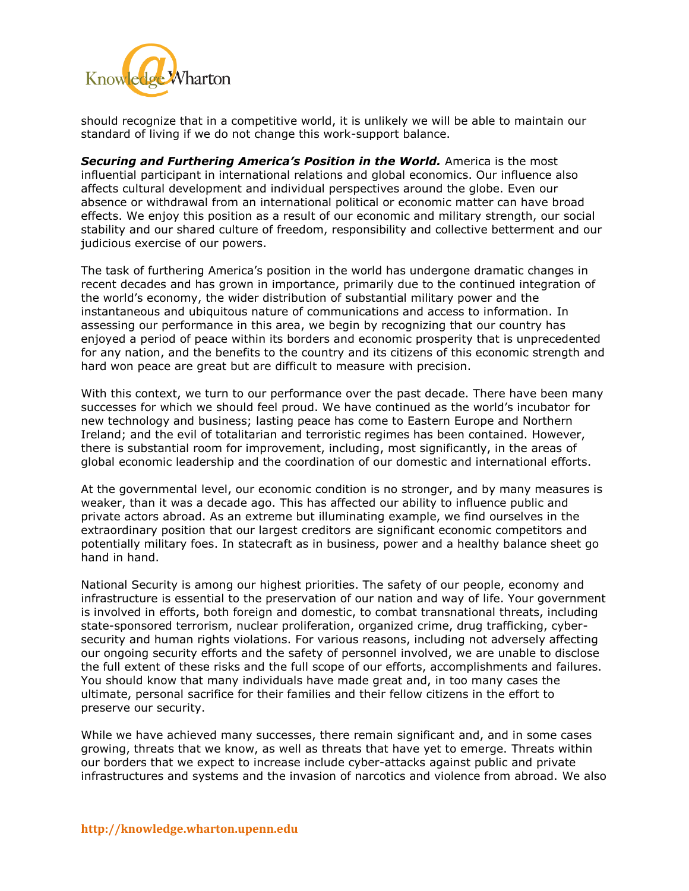should recognize that in a competitive world, it is unlikely we will be able to maintain our standard of living if we do not change this work-support balance.

***Securing and Furthering America's Position in the World.*** America is the most influential participant in international relations and global economics. Our influence also affects cultural development and individual perspectives around the globe. Even our absence or withdrawal from an international political or economic matter can have broad effects. We enjoy this position as a result of our economic and military strength, our social stability and our shared culture of freedom, responsibility and collective betterment and our judicious exercise of our powers.

The task of furthering America's position in the world has undergone dramatic changes in recent decades and has grown in importance, primarily due to the continued integration of the world's economy, the wider distribution of substantial military power and the instantaneous and ubiquitous nature of communications and access to information. In assessing our performance in this area, we begin by recognizing that our country has enjoyed a period of peace within its borders and economic prosperity that is unprecedented for any nation, and the benefits to the country and its citizens of this economic strength and hard won peace are great but are difficult to measure with precision.

With this context, we turn to our performance over the past decade. There have been many successes for which we should feel proud. We have continued as the world's incubator for new technology and business; lasting peace has come to Eastern Europe and Northern Ireland; and the evil of totalitarian and terroristic regimes has been contained. However, there is substantial room for improvement, including, most significantly, in the areas of global economic leadership and the coordination of our domestic and international efforts.

At the governmental level, our economic condition is no stronger, and by many measures is weaker, than it was a decade ago. This has affected our ability to influence public and private actors abroad. As an extreme but illuminating example, we find ourselves in the extraordinary position that our largest creditors are significant economic competitors and potentially military foes. In statecraft as in business, power and a healthy balance sheet go hand in hand.

National Security is among our highest priorities. The safety of our people, economy and infrastructure is essential to the preservation of our nation and way of life. Your government is involved in efforts, both foreign and domestic, to combat transnational threats, including state-sponsored terrorism, nuclear proliferation, organized crime, drug trafficking, cyber-security and human rights violations. For various reasons, including not adversely affecting our ongoing security efforts and the safety of personnel involved, we are unable to disclose the full extent of these risks and the full scope of our efforts, accomplishments and failures. You should know that many individuals have made great and, in too many cases the ultimate, personal sacrifice for their families and their fellow citizens in the effort to preserve our security.

While we have achieved many successes, there remain significant and, and in some cases growing, threats that we know, as well as threats that have yet to emerge. Threats within our borders that we expect to increase include cyber-attacks against public and private infrastructures and systems and the invasion of narcotics and violence from abroad. We also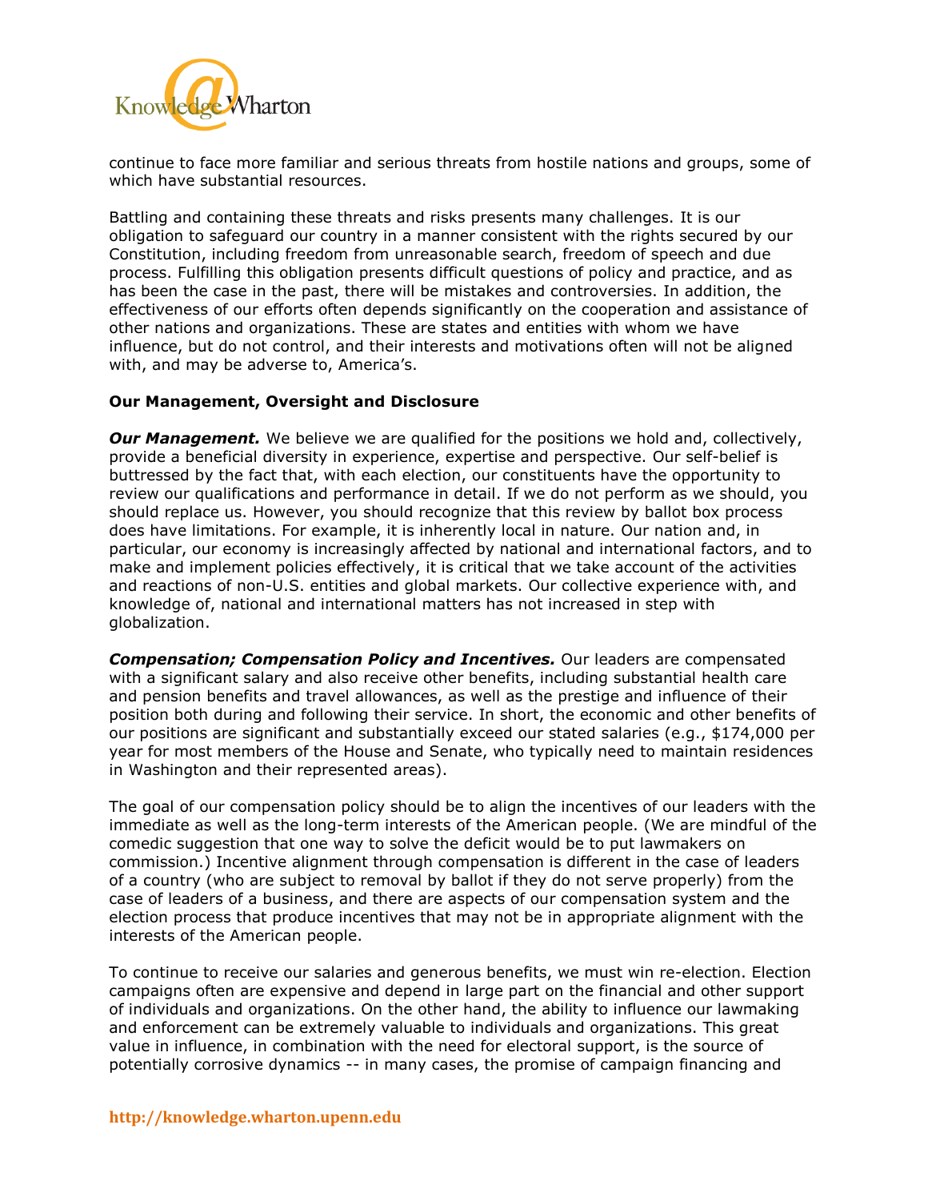continue to face more familiar and serious threats from hostile nations and groups, some of which have substantial resources.

Battling and containing these threats and risks presents many challenges. It is our obligation to safeguard our country in a manner consistent with the rights secured by our Constitution, including freedom from unreasonable search, freedom of speech and due process. Fulfilling this obligation presents difficult questions of policy and practice, and as has been the case in the past, there will be mistakes and controversies. In addition, the effectiveness of our efforts often depends significantly on the cooperation and assistance of other nations and organizations. These are states and entities with whom we have influence, but do not control, and their interests and motivations often will not be aligned with, and may be adverse to, America's.

**Our Management, Oversight and Disclosure**

***Our Management.*** We believe we are qualified for the positions we hold and, collectively, provide a beneficial diversity in experience, expertise and perspective. Our self-belief is buttressed by the fact that, with each election, our constituents have the opportunity to review our qualifications and performance in detail. If we do not perform as we should, you should replace us. However, you should recognize that this review by ballot box process does have limitations. For example, it is inherently local in nature. Our nation and, in particular, our economy is increasingly affected by national and international factors, and to make and implement policies effectively, it is critical that we take account of the activities and reactions of non-U.S. entities and global markets. Our collective experience with, and knowledge of, national and international matters has not increased in step with globalization.

***Compensation; Compensation Policy and Incentives.*** Our leaders are compensated with a significant salary and also receive other benefits, including substantial health care and pension benefits and travel allowances, as well as the prestige and influence of their position both during and following their service. In short, the economic and other benefits of our positions are significant and substantially exceed our stated salaries (e.g., $174,000 per year for most members of the House and Senate, who typically need to maintain residences in Washington and their represented areas).

The goal of our compensation policy should be to align the incentives of our leaders with the immediate as well as the long-term interests of the American people. (We are mindful of the comedic suggestion that one way to solve the deficit would be to put lawmakers on commission.) Incentive alignment through compensation is different in the case of leaders of a country (who are subject to removal by ballot if they do not serve properly) from the case of leaders of a business, and there are aspects of our compensation system and the election process that produce incentives that may not be in appropriate alignment with the interests of the American people.

To continue to receive our salaries and generous benefits, we must win re-election. Election campaigns often are expensive and depend in large part on the financial and other support of individuals and organizations. On the other hand, the ability to influence our lawmaking and enforcement can be extremely valuable to individuals and organizations. This great value in influence, in combination with the need for electoral support, is the source of potentially corrosive dynamics -- in many cases, the promise of campaign financing and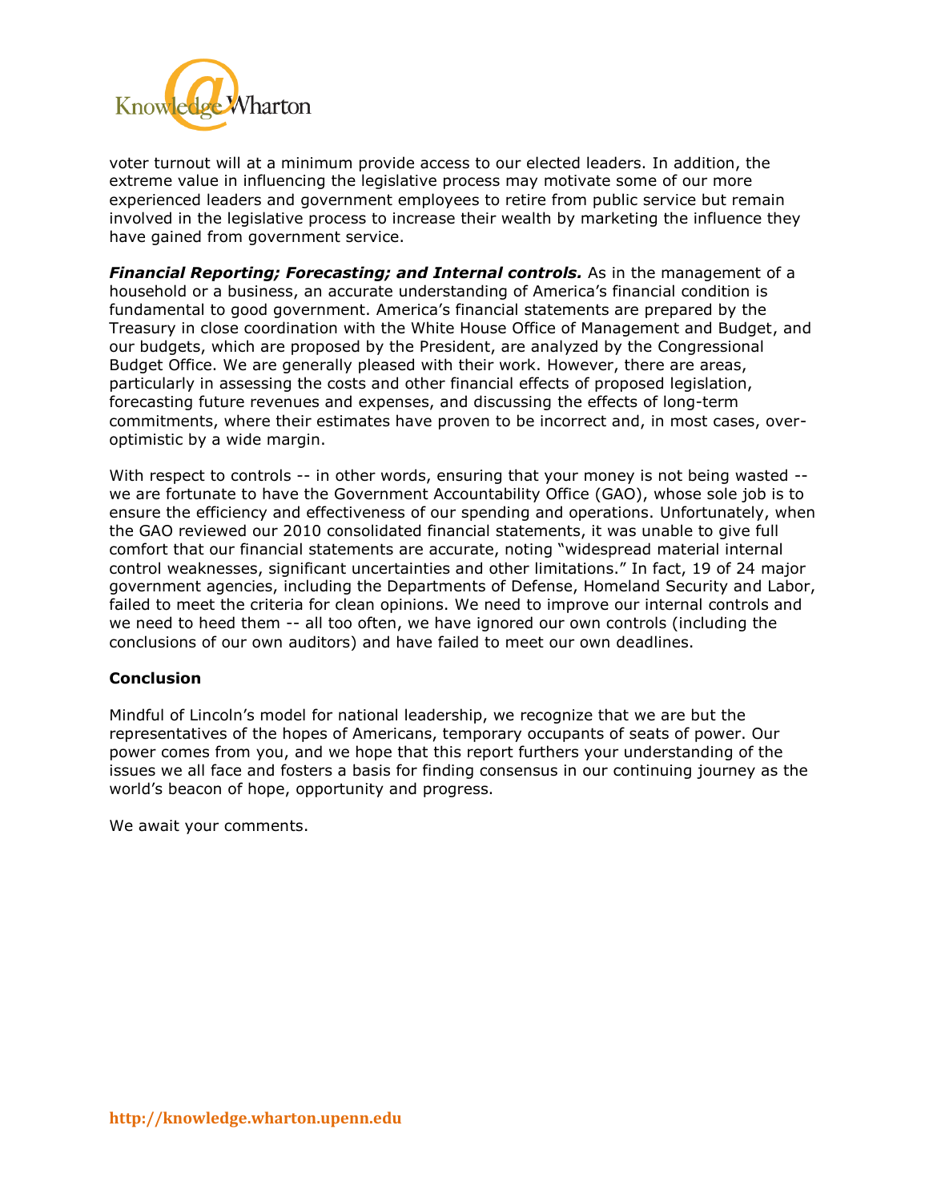voter turnout will at a minimum provide access to our elected leaders. In addition, the extreme value in influencing the legislative process may motivate some of our more experienced leaders and government employees to retire from public service but remain involved in the legislative process to increase their wealth by marketing the influence they have gained from government service.

***Financial Reporting; Forecasting; and Internal controls.*** As in the management of a household or a business, an accurate understanding of America's financial condition is fundamental to good government. America's financial statements are prepared by the Treasury in close coordination with the White House Office of Management and Budget, and our budgets, which are proposed by the President, are analyzed by the Congressional Budget Office. We are generally pleased with their work. However, there are areas, particularly in assessing the costs and other financial effects of proposed legislation, forecasting future revenues and expenses, and discussing the effects of long-term commitments, where their estimates have proven to be incorrect and, in most cases, over-optimistic by a wide margin.

With respect to controls -- in other words, ensuring that your money is not being wasted -- we are fortunate to have the Government Accountability Office (GAO), whose sole job is to ensure the efficiency and effectiveness of our spending and operations. Unfortunately, when the GAO reviewed our 2010 consolidated financial statements, it was unable to give full comfort that our financial statements are accurate, noting "widespread material internal control weaknesses, significant uncertainties and other limitations." In fact, 19 of 24 major government agencies, including the Departments of Defense, Homeland Security and Labor, failed to meet the criteria for clean opinions. We need to improve our internal controls and we need to heed them -- all too often, we have ignored our own controls (including the conclusions of our own auditors) and have failed to meet our own deadlines.

**Conclusion**

Mindful of Lincoln's model for national leadership, we recognize that we are but the representatives of the hopes of Americans, temporary occupants of seats of power. Our power comes from you, and we hope that this report furthers your understanding of the issues we all face and fosters a basis for finding consensus in our continuing journey as the world's beacon of hope, opportunity and progress.

We await your comments.